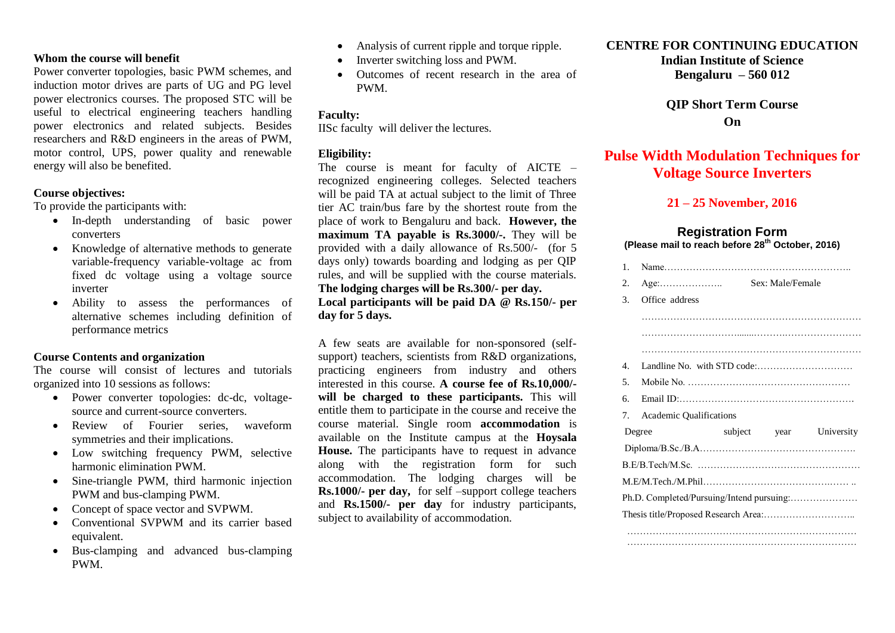### Whom the course will benefit

Power converter topologies, basic PWM schemes, and induction motor drives are parts of UG and PG level power electronics courses. The proposed STC will be useful to electrical engineering teachers handling power electronics and related subjects. Besides researchers and R&D engineers in the areas of PWM, motor control, UPS, power quality and renewable energy will also be benefited.

### Course objectives:

To provide the participants with:

- In-depth understanding of basic power converters
- Knowledge of alternative methods to generate variable-frequency variable-voltage ac from fixed dc voltage using a voltage source inverter
- Ability to assess the performances of alternative schemes including definition of performance metrics

### Course Contents and organization

The course will consist of lectures and tutorials organized into 10 sessions as follows:

- Power converter topologies: dc-dc, voltage-source and current-source converters.
- Review of Fourier series, waveform symmetries and their implications.
- Low switching frequency PWM, selective harmonic elimination PWM.
- Sine-triangle PWM, third harmonic injection PWM and bus-clamping PWM.
- Concept of space vector and SVPWM.
- Conventional SVPWM and its carrier based equivalent.
- Bus-clamping and advanced bus-clamping PWM.
- Analysis of current ripple and torque ripple.
- Inverter switching loss and PWM.
- Outcomes of recent research in the area of PWM.

### Faculty:

IISc faculty will deliver the lectures.

### Eligibility:

The course is meant for faculty of AICTE – recognized engineering colleges. Selected teachers will be paid TA at actual subject to the limit of Three tier AC train/bus fare by the shortest route from the place of work to Bengaluru and back. **However, the maximum TA payable is Rs.3000/-.** They will be provided with a daily allowance of Rs.500/- (for 5 days only) towards boarding and lodging as per QIP rules, and will be supplied with the course materials. **The lodging charges will be Rs.300/- per day.** **Local participants will be paid DA @ Rs.150/- per day for 5 days.**

A few seats are available for non-sponsored (self-support) teachers, scientists from R&D organizations, practicing engineers from industry and others interested in this course. **A course fee of Rs.10,000/- will be charged to these participants.** This will entitle them to participate in the course and receive the course material. Single room **accommodation** is available on the Institute campus at the **Hoysala House.** The participants have to request in advance along with the registration form for such accommodation. The lodging charges will be **Rs.1000/- per day,** for self –support college teachers and **Rs.1500/- per day** for industry participants, subject to availability of accommodation.

**CENTRE FOR CONTINUING EDUCATION**
**Indian Institute of Science**
**Bengaluru – 560 012**

**QIP Short Term Course**
**On**

# Pulse Width Modulation Techniques for Voltage Source Inverters

## 21 – 25 November, 2016

## Registration Form

**(Please mail to reach before 28th October, 2016)**

1. Name…………………………………………………..
2. Age:……………….. Sex: Male/Female
3. Office address
   ……………………………………………………………
   ……………………………………………………………
   ……………………………………………………………
4. Landline No. with STD code:…………………………
5. Mobile No. ……………………………………………
6. Email ID:………………………………………………
7. Academic Qualifications

| Degree | subject | year | University |
|---|---|---|---|
| Diploma/B.Sc./B.A.………………………………………… | | | |
| B.E/B.Tech/M.Sc. …………………………………………… | | | |
| M.E/M.Tech./M.Phil……………………………………… .. | | | |

Ph.D. Completed/Pursuing/Intend pursuing:…………………

Thesis title/Proposed Research Area:………………………..

………………………………………………………………
………………………………………………………………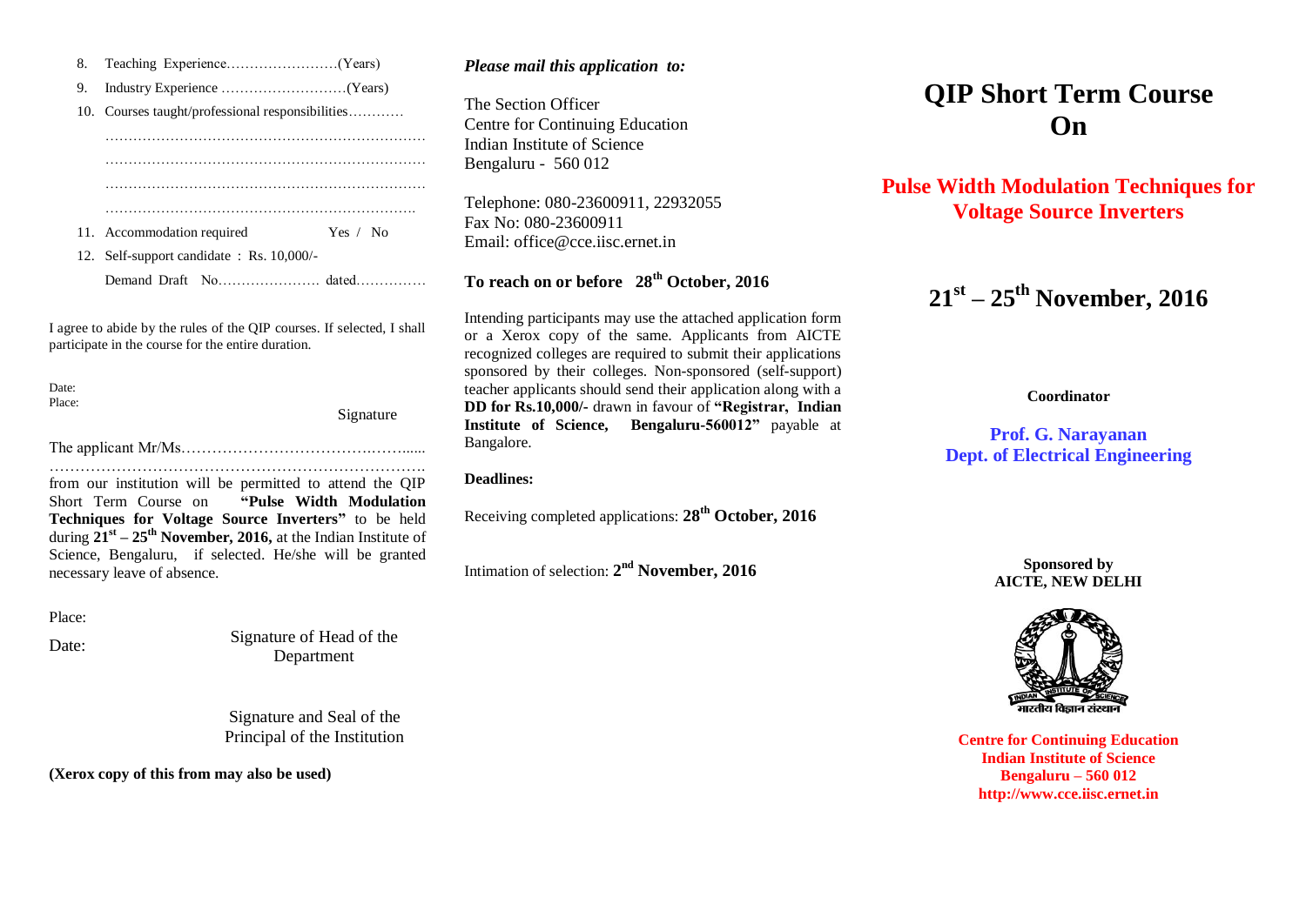8. Teaching Experience……………………(Years)
9. Industry Experience ………………………(Years)
10. Courses taught/professional responsibilities…………

    ……………………………………………………………
    ……………………………………………………………
    ……………………………………………………………
    ………………………………………………………….
11. Accommodation required Yes / No
12. Self-support candidate : Rs. 10,000/-

    Demand Draft No…………………. dated……………

I agree to abide by the rules of the QIP courses. If selected, I shall participate in the course for the entire duration.

Date:
Place:

Signature

The applicant Mr/Ms………………………………….……......

…………………………………………………………….
from our institution will be permitted to attend the QIP Short Term Course on **"Pulse Width Modulation Techniques for Voltage Source Inverters"** to be held during **21st – 25th November, 2016,** at the Indian Institute of Science, Bengaluru, if selected. He/she will be granted necessary leave of absence.

Place:

Date:

Signature of Head of the Department

Signature and Seal of the Principal of the Institution

**(Xerox copy of this from may also be used)**

***Please mail this application to:***

The Section Officer
Centre for Continuing Education
Indian Institute of Science
Bengaluru - 560 012

Telephone: 080-23600911, 22932055
Fax No: 080-23600911
Email: office@cce.iisc.ernet.in

**To reach on or before 28th October, 2016**

Intending participants may use the attached application form or a Xerox copy of the same. Applicants from AICTE recognized colleges are required to submit their applications sponsored by their colleges. Non-sponsored (self-support) teacher applicants should send their application along with a **DD for Rs.10,000/-** drawn in favour of **"Registrar, Indian Institute of Science, Bengaluru-560012"** payable at Bangalore.

**Deadlines:**

Receiving completed applications: **28th October, 2016**

Intimation of selection: **2nd November, 2016**

# QIP Short Term Course On

## Pulse Width Modulation Techniques for Voltage Source Inverters

## 21st – 25th November, 2016

**Coordinator**

**Prof. G. Narayanan**
**Dept. of Electrical Engineering**

**Sponsored by**
**AICTE, NEW DELHI**

**Centre for Continuing Education**
**Indian Institute of Science**
**Bengaluru – 560 012**
**http://www.cce.iisc.ernet.in**